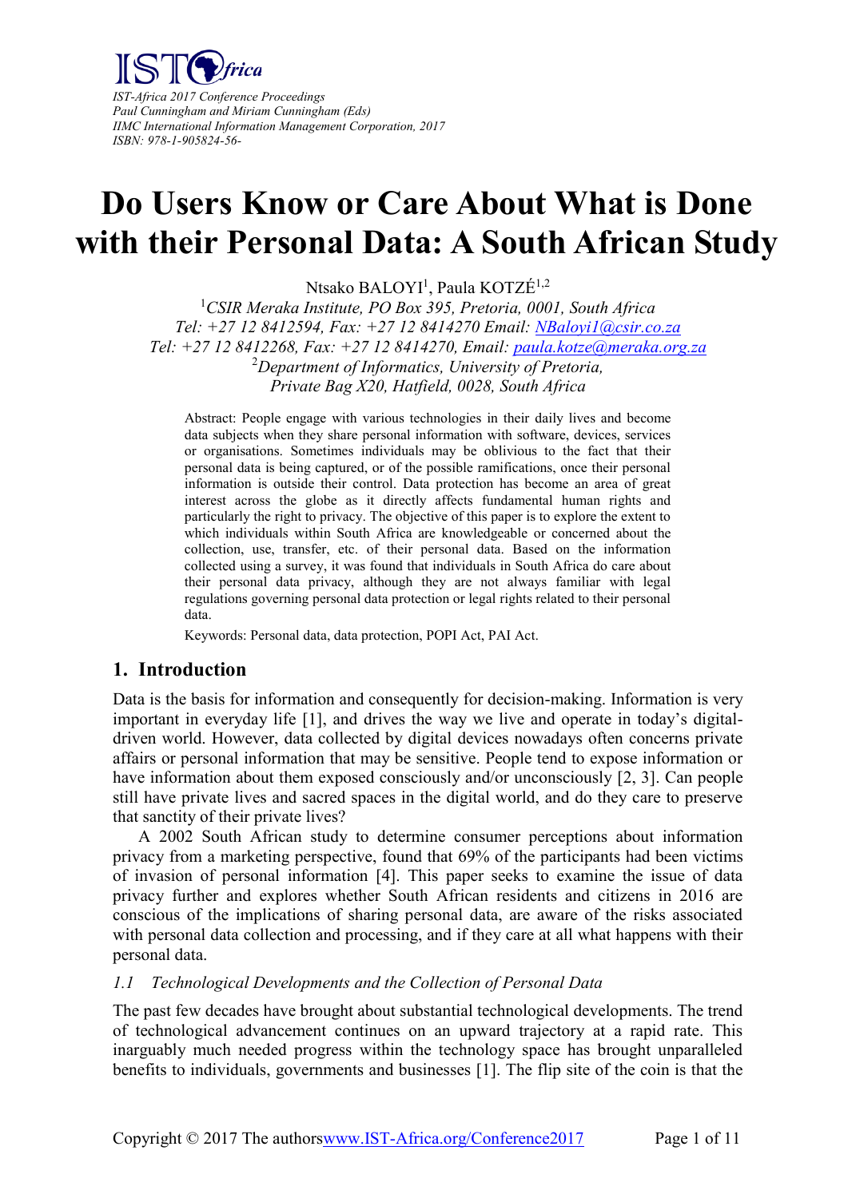*IST-Africa 2017 Conference Proceedings*
*Paul Cunningham and Miriam Cunningham (Eds)*
*IIMC International Information Management Corporation, 2017*
*ISBN: 978-1-905824-56-*

# Do Users Know or Care About What is Done with their Personal Data: A South African Study

Ntsako BALOYI[1], Paula KOTZÉ[1,2]

[1]*CSIR Meraka Institute, PO Box 395, Pretoria, 0001, South Africa*
*Tel: +27 12 8412594, Fax: +27 12 8414270 Email: NBaloyi1@csir.co.za*
*Tel: +27 12 8412268, Fax: +27 12 8414270, Email: paula.kotze@meraka.org.za*
[2]*Department of Informatics, University of Pretoria,*
*Private Bag X20, Hatfield, 0028, South Africa*

Abstract: People engage with various technologies in their daily lives and become data subjects when they share personal information with software, devices, services or organisations. Sometimes individuals may be oblivious to the fact that their personal data is being captured, or of the possible ramifications, once their personal information is outside their control. Data protection has become an area of great interest across the globe as it directly affects fundamental human rights and particularly the right to privacy. The objective of this paper is to explore the extent to which individuals within South Africa are knowledgeable or concerned about the collection, use, transfer, etc. of their personal data. Based on the information collected using a survey, it was found that individuals in South Africa do care about their personal data privacy, although they are not always familiar with legal regulations governing personal data protection or legal rights related to their personal data.

Keywords: Personal data, data protection, POPI Act, PAI Act.

## 1. Introduction

Data is the basis for information and consequently for decision-making. Information is very important in everyday life [1], and drives the way we live and operate in today's digital-driven world. However, data collected by digital devices nowadays often concerns private affairs or personal information that may be sensitive. People tend to expose information or have information about them exposed consciously and/or unconsciously [2, 3]. Can people still have private lives and sacred spaces in the digital world, and do they care to preserve that sanctity of their private lives?

A 2002 South African study to determine consumer perceptions about information privacy from a marketing perspective, found that 69% of the participants had been victims of invasion of personal information [4]. This paper seeks to examine the issue of data privacy further and explores whether South African residents and citizens in 2016 are conscious of the implications of sharing personal data, are aware of the risks associated with personal data collection and processing, and if they care at all what happens with their personal data.

### *1.1 Technological Developments and the Collection of Personal Data*

The past few decades have brought about substantial technological developments. The trend of technological advancement continues on an upward trajectory at a rapid rate. This inarguably much needed progress within the technology space has brought unparalleled benefits to individuals, governments and businesses [1]. The flip site of the coin is that the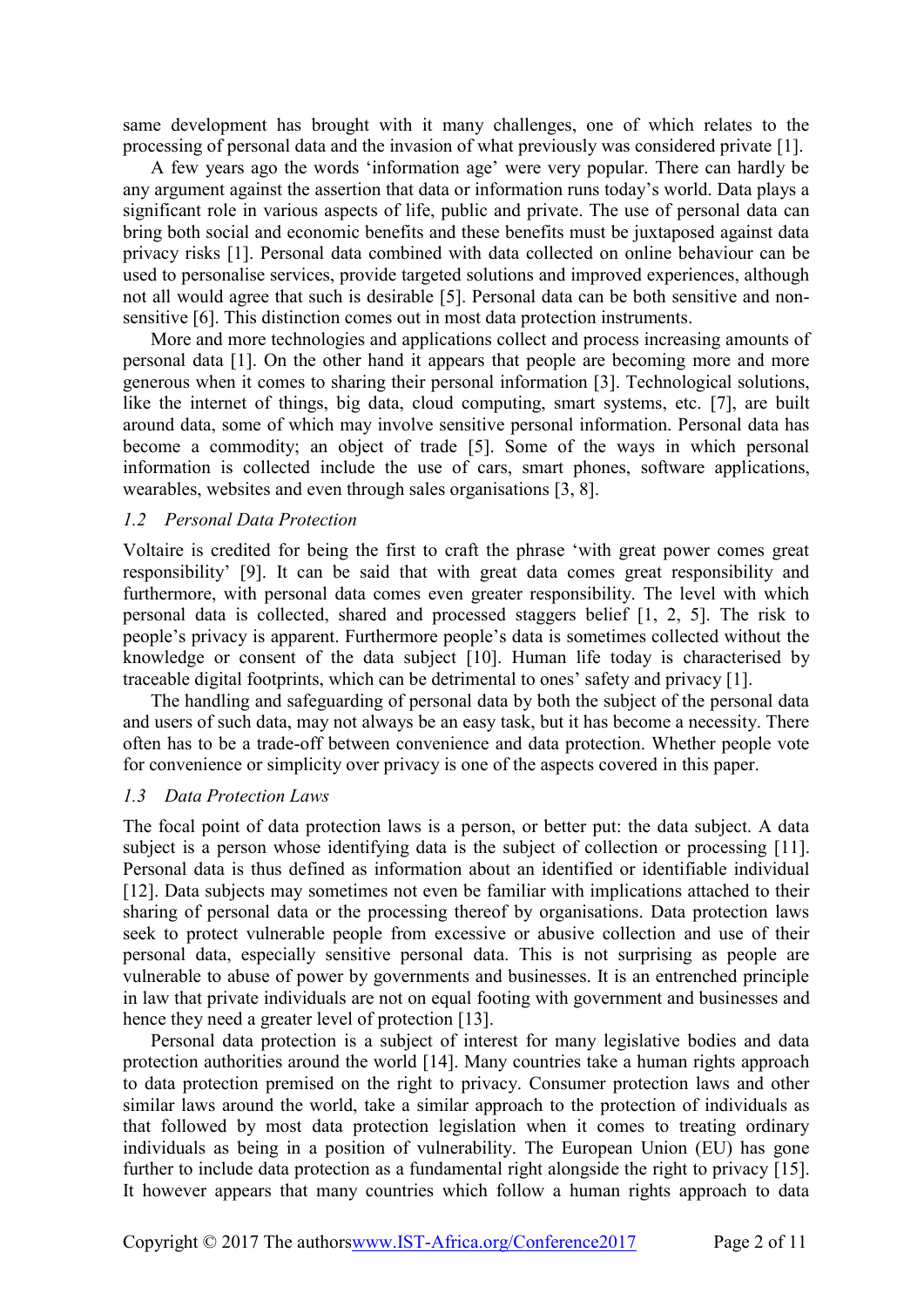same development has brought with it many challenges, one of which relates to the processing of personal data and the invasion of what previously was considered private [1].

A few years ago the words 'information age' were very popular. There can hardly be any argument against the assertion that data or information runs today's world. Data plays a significant role in various aspects of life, public and private. The use of personal data can bring both social and economic benefits and these benefits must be juxtaposed against data privacy risks [1]. Personal data combined with data collected on online behaviour can be used to personalise services, provide targeted solutions and improved experiences, although not all would agree that such is desirable [5]. Personal data can be both sensitive and non-sensitive [6]. This distinction comes out in most data protection instruments.

More and more technologies and applications collect and process increasing amounts of personal data [1]. On the other hand it appears that people are becoming more and more generous when it comes to sharing their personal information [3]. Technological solutions, like the internet of things, big data, cloud computing, smart systems, etc. [7], are built around data, some of which may involve sensitive personal information. Personal data has become a commodity; an object of trade [5]. Some of the ways in which personal information is collected include the use of cars, smart phones, software applications, wearables, websites and even through sales organisations [3, 8].

### *1.2 Personal Data Protection*

Voltaire is credited for being the first to craft the phrase 'with great power comes great responsibility' [9]. It can be said that with great data comes great responsibility and furthermore, with personal data comes even greater responsibility. The level with which personal data is collected, shared and processed staggers belief [1, 2, 5]. The risk to people's privacy is apparent. Furthermore people's data is sometimes collected without the knowledge or consent of the data subject [10]. Human life today is characterised by traceable digital footprints, which can be detrimental to ones' safety and privacy [1].

The handling and safeguarding of personal data by both the subject of the personal data and users of such data, may not always be an easy task, but it has become a necessity. There often has to be a trade-off between convenience and data protection. Whether people vote for convenience or simplicity over privacy is one of the aspects covered in this paper.

### *1.3 Data Protection Laws*

The focal point of data protection laws is a person, or better put: the data subject. A data subject is a person whose identifying data is the subject of collection or processing [11]. Personal data is thus defined as information about an identified or identifiable individual [12]. Data subjects may sometimes not even be familiar with implications attached to their sharing of personal data or the processing thereof by organisations. Data protection laws seek to protect vulnerable people from excessive or abusive collection and use of their personal data, especially sensitive personal data. This is not surprising as people are vulnerable to abuse of power by governments and businesses. It is an entrenched principle in law that private individuals are not on equal footing with government and businesses and hence they need a greater level of protection [13].

Personal data protection is a subject of interest for many legislative bodies and data protection authorities around the world [14]. Many countries take a human rights approach to data protection premised on the right to privacy. Consumer protection laws and other similar laws around the world, take a similar approach to the protection of individuals as that followed by most data protection legislation when it comes to treating ordinary individuals as being in a position of vulnerability. The European Union (EU) has gone further to include data protection as a fundamental right alongside the right to privacy [15]. It however appears that many countries which follow a human rights approach to data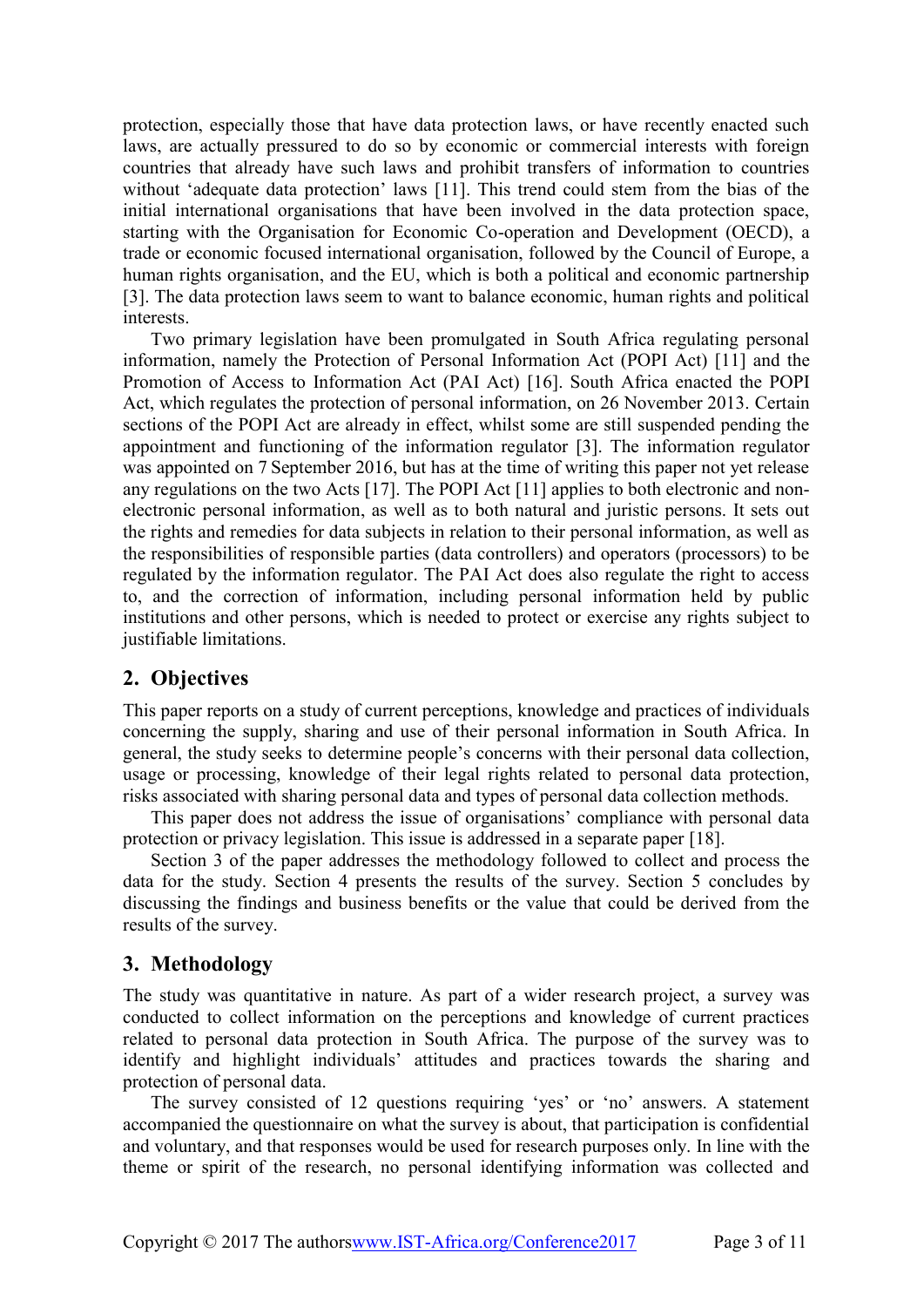protection, especially those that have data protection laws, or have recently enacted such laws, are actually pressured to do so by economic or commercial interests with foreign countries that already have such laws and prohibit transfers of information to countries without 'adequate data protection' laws [11]. This trend could stem from the bias of the initial international organisations that have been involved in the data protection space, starting with the Organisation for Economic Co-operation and Development (OECD), a trade or economic focused international organisation, followed by the Council of Europe, a human rights organisation, and the EU, which is both a political and economic partnership [3]. The data protection laws seem to want to balance economic, human rights and political interests.

Two primary legislation have been promulgated in South Africa regulating personal information, namely the Protection of Personal Information Act (POPI Act) [11] and the Promotion of Access to Information Act (PAI Act) [16]. South Africa enacted the POPI Act, which regulates the protection of personal information, on 26 November 2013. Certain sections of the POPI Act are already in effect, whilst some are still suspended pending the appointment and functioning of the information regulator [3]. The information regulator was appointed on 7 September 2016, but has at the time of writing this paper not yet release any regulations on the two Acts [17]. The POPI Act [11] applies to both electronic and non-electronic personal information, as well as to both natural and juristic persons. It sets out the rights and remedies for data subjects in relation to their personal information, as well as the responsibilities of responsible parties (data controllers) and operators (processors) to be regulated by the information regulator. The PAI Act does also regulate the right to access to, and the correction of information, including personal information held by public institutions and other persons, which is needed to protect or exercise any rights subject to justifiable limitations.

## 2. Objectives

This paper reports on a study of current perceptions, knowledge and practices of individuals concerning the supply, sharing and use of their personal information in South Africa. In general, the study seeks to determine people's concerns with their personal data collection, usage or processing, knowledge of their legal rights related to personal data protection, risks associated with sharing personal data and types of personal data collection methods.

This paper does not address the issue of organisations' compliance with personal data protection or privacy legislation. This issue is addressed in a separate paper [18].

Section 3 of the paper addresses the methodology followed to collect and process the data for the study. Section 4 presents the results of the survey. Section 5 concludes by discussing the findings and business benefits or the value that could be derived from the results of the survey.

## 3. Methodology

The study was quantitative in nature. As part of a wider research project, a survey was conducted to collect information on the perceptions and knowledge of current practices related to personal data protection in South Africa. The purpose of the survey was to identify and highlight individuals' attitudes and practices towards the sharing and protection of personal data.

The survey consisted of 12 questions requiring 'yes' or 'no' answers. A statement accompanied the questionnaire on what the survey is about, that participation is confidential and voluntary, and that responses would be used for research purposes only. In line with the theme or spirit of the research, no personal identifying information was collected and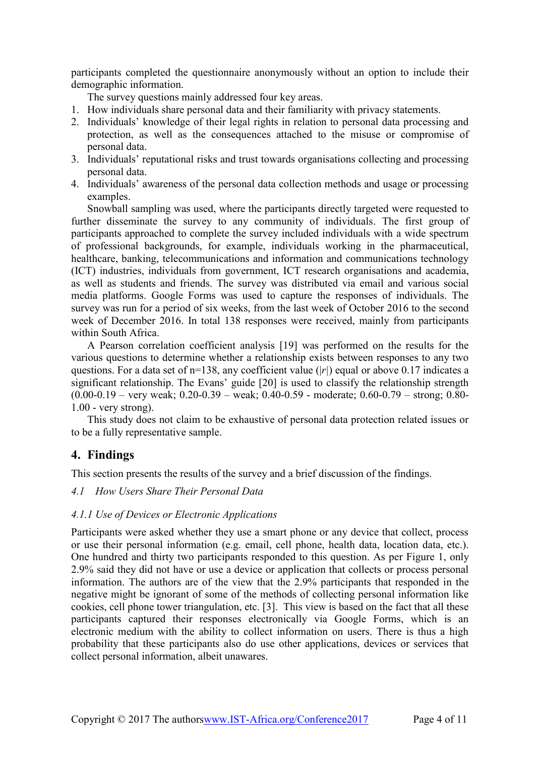participants completed the questionnaire anonymously without an option to include their demographic information.

The survey questions mainly addressed four key areas.

1. How individuals share personal data and their familiarity with privacy statements.
2. Individuals' knowledge of their legal rights in relation to personal data processing and protection, as well as the consequences attached to the misuse or compromise of personal data.
3. Individuals' reputational risks and trust towards organisations collecting and processing personal data.
4. Individuals' awareness of the personal data collection methods and usage or processing examples.

Snowball sampling was used, where the participants directly targeted were requested to further disseminate the survey to any community of individuals. The first group of participants approached to complete the survey included individuals with a wide spectrum of professional backgrounds, for example, individuals working in the pharmaceutical, healthcare, banking, telecommunications and information and communications technology (ICT) industries, individuals from government, ICT research organisations and academia, as well as students and friends. The survey was distributed via email and various social media platforms. Google Forms was used to capture the responses of individuals. The survey was run for a period of six weeks, from the last week of October 2016 to the second week of December 2016. In total 138 responses were received, mainly from participants within South Africa.

A Pearson correlation coefficient analysis [19] was performed on the results for the various questions to determine whether a relationship exists between responses to any two questions. For a data set of n=138, any coefficient value ($|r|$) equal or above 0.17 indicates a significant relationship. The Evans' guide [20] is used to classify the relationship strength (0.00-0.19 – very weak; 0.20-0.39 – weak; 0.40-0.59 - moderate; 0.60-0.79 – strong; 0.80-1.00 - very strong).

This study does not claim to be exhaustive of personal data protection related issues or to be a fully representative sample.

## 4. Findings

This section presents the results of the survey and a brief discussion of the findings.

### *4.1 How Users Share Their Personal Data*

#### *4.1.1 Use of Devices or Electronic Applications*

Participants were asked whether they use a smart phone or any device that collect, process or use their personal information (e.g. email, cell phone, health data, location data, etc.). One hundred and thirty two participants responded to this question. As per Figure 1, only 2.9% said they did not have or use a device or application that collects or process personal information. The authors are of the view that the 2.9% participants that responded in the negative might be ignorant of some of the methods of collecting personal information like cookies, cell phone tower triangulation, etc. [3]. This view is based on the fact that all these participants captured their responses electronically via Google Forms, which is an electronic medium with the ability to collect information on users. There is thus a high probability that these participants also do use other applications, devices or services that collect personal information, albeit unawares.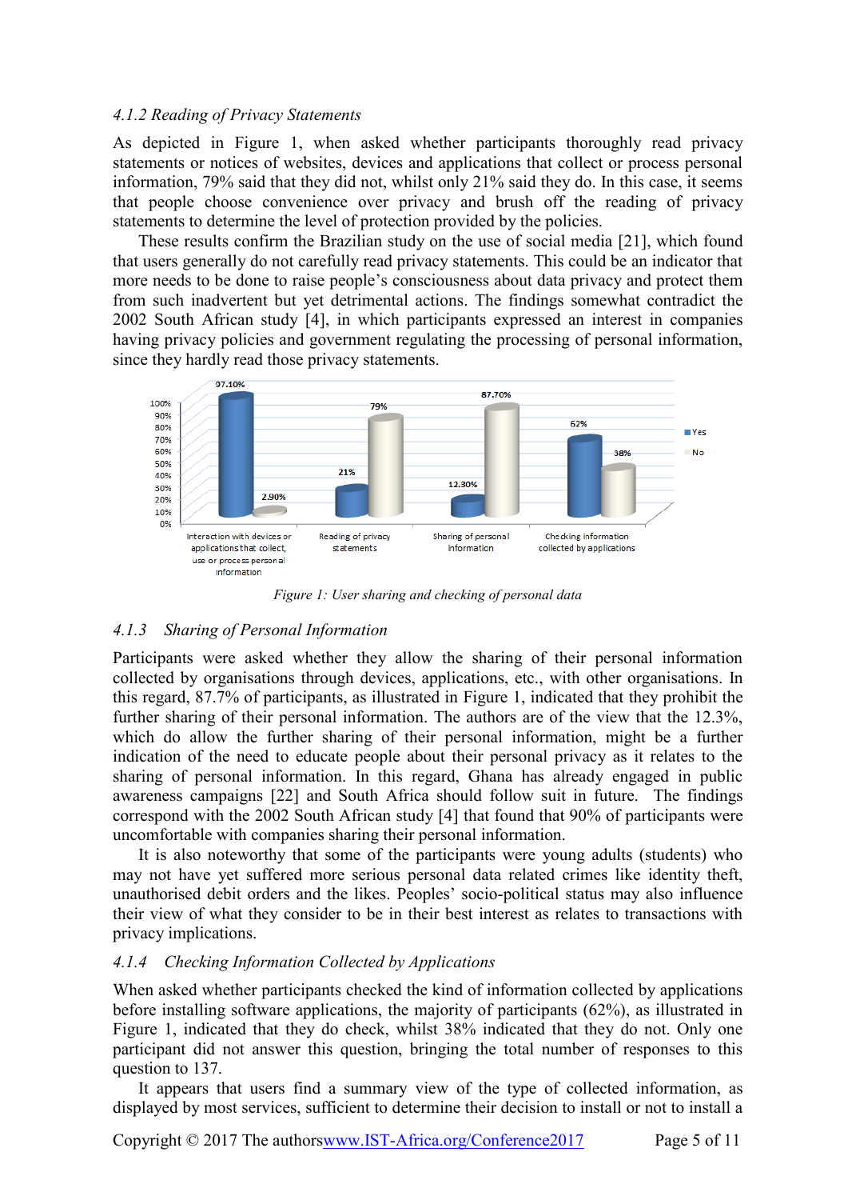*4.1.2 Reading of Privacy Statements*

As depicted in Figure 1, when asked whether participants thoroughly read privacy statements or notices of websites, devices and applications that collect or process personal information, 79% said that they did not, whilst only 21% said they do. In this case, it seems that people choose convenience over privacy and brush off the reading of privacy statements to determine the level of protection provided by the policies.

These results confirm the Brazilian study on the use of social media [21], which found that users generally do not carefully read privacy statements. This could be an indicator that more needs to be done to raise people's consciousness about data privacy and protect them from such inadvertent but yet detrimental actions. The findings somewhat contradict the 2002 South African study [4], in which participants expressed an interest in companies having privacy policies and government regulating the processing of personal information, since they hardly read those privacy statements.

| | Yes | No |
|---|---|---|
| Interaction with devices or applications that collect, use or process personal information | 97.10% | 2.90% |
| Reading of privacy statements | 21% | 79% |
| Sharing of personal information | 12.30% | 87.70% |
| Checking information collected by applications | 62% | 38% |

*Figure 1: User sharing and checking of personal data*

*4.1.3 Sharing of Personal Information*

Participants were asked whether they allow the sharing of their personal information collected by organisations through devices, applications, etc., with other organisations. In this regard, 87.7% of participants, as illustrated in Figure 1, indicated that they prohibit the further sharing of their personal information. The authors are of the view that the 12.3%, which do allow the further sharing of their personal information, might be a further indication of the need to educate people about their personal privacy as it relates to the sharing of personal information. In this regard, Ghana has already engaged in public awareness campaigns [22] and South Africa should follow suit in future. The findings correspond with the 2002 South African study [4] that found that 90% of participants were uncomfortable with companies sharing their personal information.

It is also noteworthy that some of the participants were young adults (students) who may not have yet suffered more serious personal data related crimes like identity theft, unauthorised debit orders and the likes. Peoples' socio-political status may also influence their view of what they consider to be in their best interest as relates to transactions with privacy implications.

*4.1.4 Checking Information Collected by Applications*

When asked whether participants checked the kind of information collected by applications before installing software applications, the majority of participants (62%), as illustrated in Figure 1, indicated that they do check, whilst 38% indicated that they do not. Only one participant did not answer this question, bringing the total number of responses to this question to 137.

It appears that users find a summary view of the type of collected information, as displayed by most services, sufficient to determine their decision to install or not to install a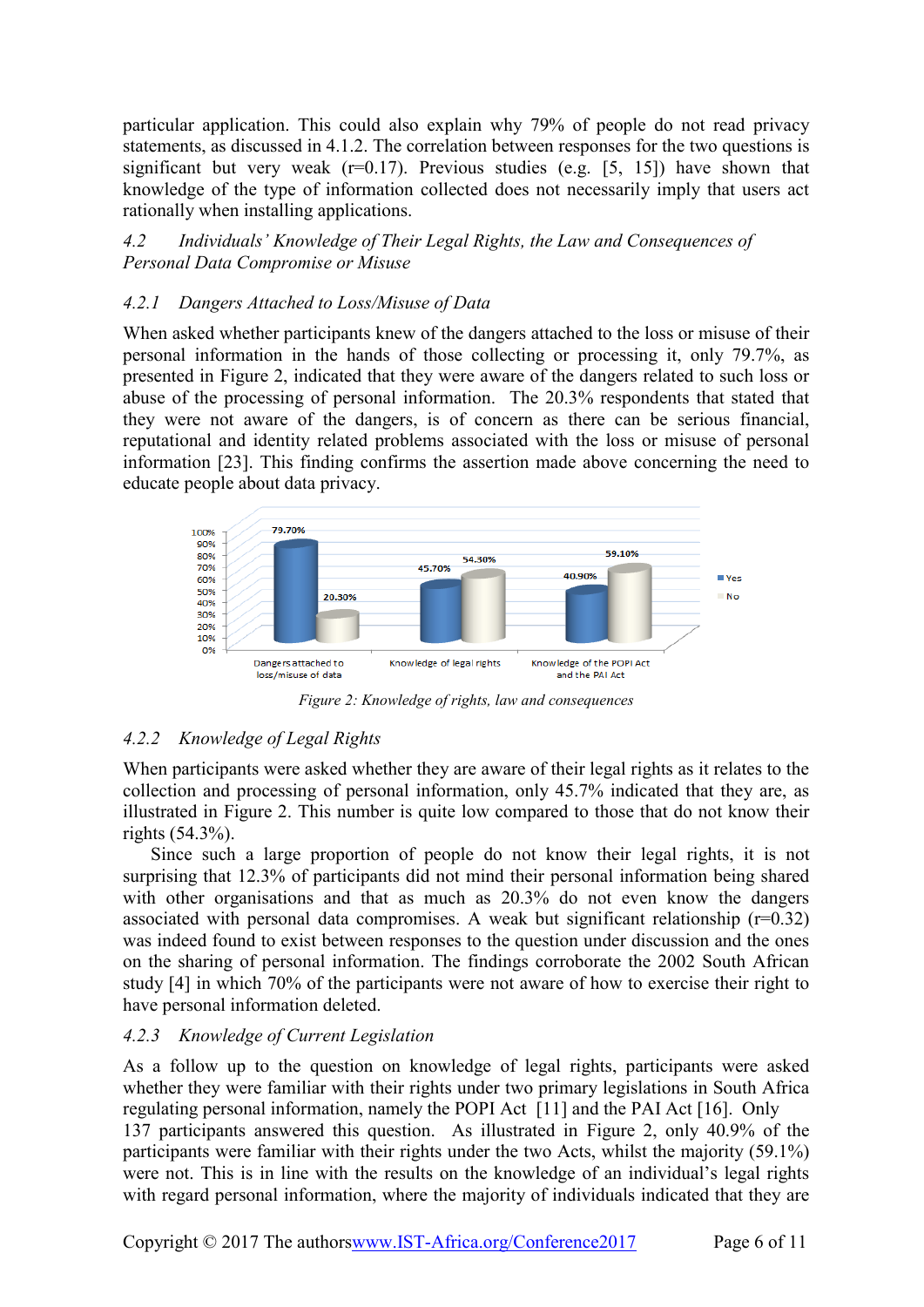particular application. This could also explain why 79% of people do not read privacy statements, as discussed in 4.1.2. The correlation between responses for the two questions is significant but very weak (r=0.17). Previous studies (e.g. [5, 15]) have shown that knowledge of the type of information collected does not necessarily imply that users act rationally when installing applications.

### *4.2 Individuals' Knowledge of Their Legal Rights, the Law and Consequences of Personal Data Compromise or Misuse*

#### *4.2.1 Dangers Attached to Loss/Misuse of Data*

When asked whether participants knew of the dangers attached to the loss or misuse of their personal information in the hands of those collecting or processing it, only 79.7%, as presented in Figure 2, indicated that they were aware of the dangers related to such loss or abuse of the processing of personal information. The 20.3% respondents that stated that they were not aware of the dangers, is of concern as there can be serious financial, reputational and identity related problems associated with the loss or misuse of personal information [23]. This finding confirms the assertion made above concerning the need to educate people about data privacy.

*Figure 2: Knowledge of rights, law and consequences*

#### *4.2.2 Knowledge of Legal Rights*

When participants were asked whether they are aware of their legal rights as it relates to the collection and processing of personal information, only 45.7% indicated that they are, as illustrated in Figure 2. This number is quite low compared to those that do not know their rights (54.3%).

Since such a large proportion of people do not know their legal rights, it is not surprising that 12.3% of participants did not mind their personal information being shared with other organisations and that as much as 20.3% do not even know the dangers associated with personal data compromises. A weak but significant relationship (r=0.32) was indeed found to exist between responses to the question under discussion and the ones on the sharing of personal information. The findings corroborate the 2002 South African study [4] in which 70% of the participants were not aware of how to exercise their right to have personal information deleted.

#### *4.2.3 Knowledge of Current Legislation*

As a follow up to the question on knowledge of legal rights, participants were asked whether they were familiar with their rights under two primary legislations in South Africa regulating personal information, namely the POPI Act [11] and the PAI Act [16]. Only 137 participants answered this question. As illustrated in Figure 2, only 40.9% of the participants were familiar with their rights under the two Acts, whilst the majority (59.1%) were not. This is in line with the results on the knowledge of an individual's legal rights with regard personal information, where the majority of individuals indicated that they are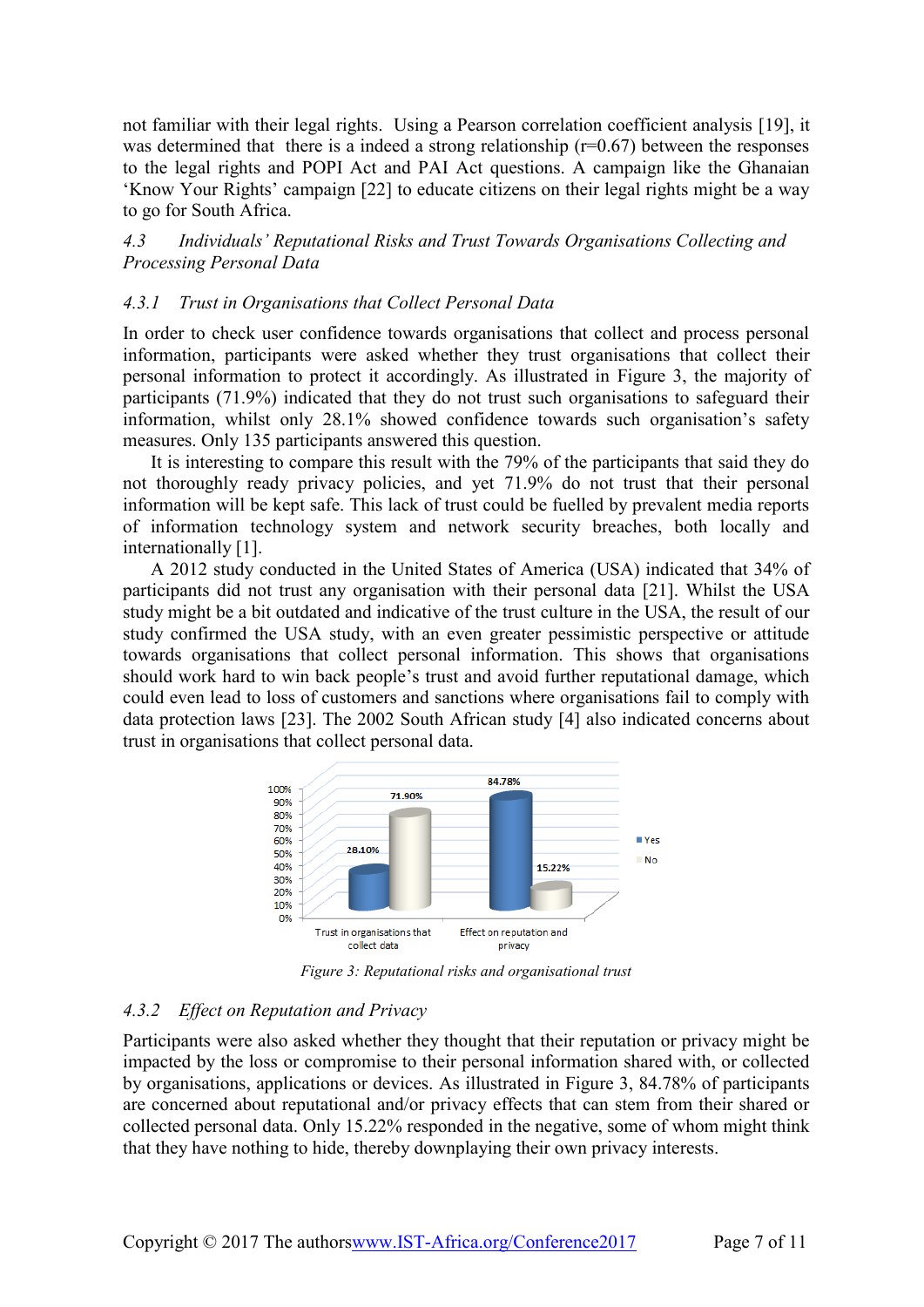not familiar with their legal rights. Using a Pearson correlation coefficient analysis [19], it was determined that there is a indeed a strong relationship (r=0.67) between the responses to the legal rights and POPI Act and PAI Act questions. A campaign like the Ghanaian 'Know Your Rights' campaign [22] to educate citizens on their legal rights might be a way to go for South Africa.

### *4.3 Individuals' Reputational Risks and Trust Towards Organisations Collecting and Processing Personal Data*

#### *4.3.1 Trust in Organisations that Collect Personal Data*

In order to check user confidence towards organisations that collect and process personal information, participants were asked whether they trust organisations that collect their personal information to protect it accordingly. As illustrated in Figure 3, the majority of participants (71.9%) indicated that they do not trust such organisations to safeguard their information, whilst only 28.1% showed confidence towards such organisation's safety measures. Only 135 participants answered this question.

It is interesting to compare this result with the 79% of the participants that said they do not thoroughly ready privacy policies, and yet 71.9% do not trust that their personal information will be kept safe. This lack of trust could be fuelled by prevalent media reports of information technology system and network security breaches, both locally and internationally [1].

A 2012 study conducted in the United States of America (USA) indicated that 34% of participants did not trust any organisation with their personal data [21]. Whilst the USA study might be a bit outdated and indicative of the trust culture in the USA, the result of our study confirmed the USA study, with an even greater pessimistic perspective or attitude towards organisations that collect personal information. This shows that organisations should work hard to win back people's trust and avoid further reputational damage, which could even lead to loss of customers and sanctions where organisations fail to comply with data protection laws [23]. The 2002 South African study [4] also indicated concerns about trust in organisations that collect personal data.

| | Trust in organisations that collect data | Effect on reputation and privacy |
|---|---|---|
| Yes | 28.10% | 84.78% |
| No | 71.90% | 15.22% |

*Figure 3: Reputational risks and organisational trust*

#### *4.3.2 Effect on Reputation and Privacy*

Participants were also asked whether they thought that their reputation or privacy might be impacted by the loss or compromise to their personal information shared with, or collected by organisations, applications or devices. As illustrated in Figure 3, 84.78% of participants are concerned about reputational and/or privacy effects that can stem from their shared or collected personal data. Only 15.22% responded in the negative, some of whom might think that they have nothing to hide, thereby downplaying their own privacy interests.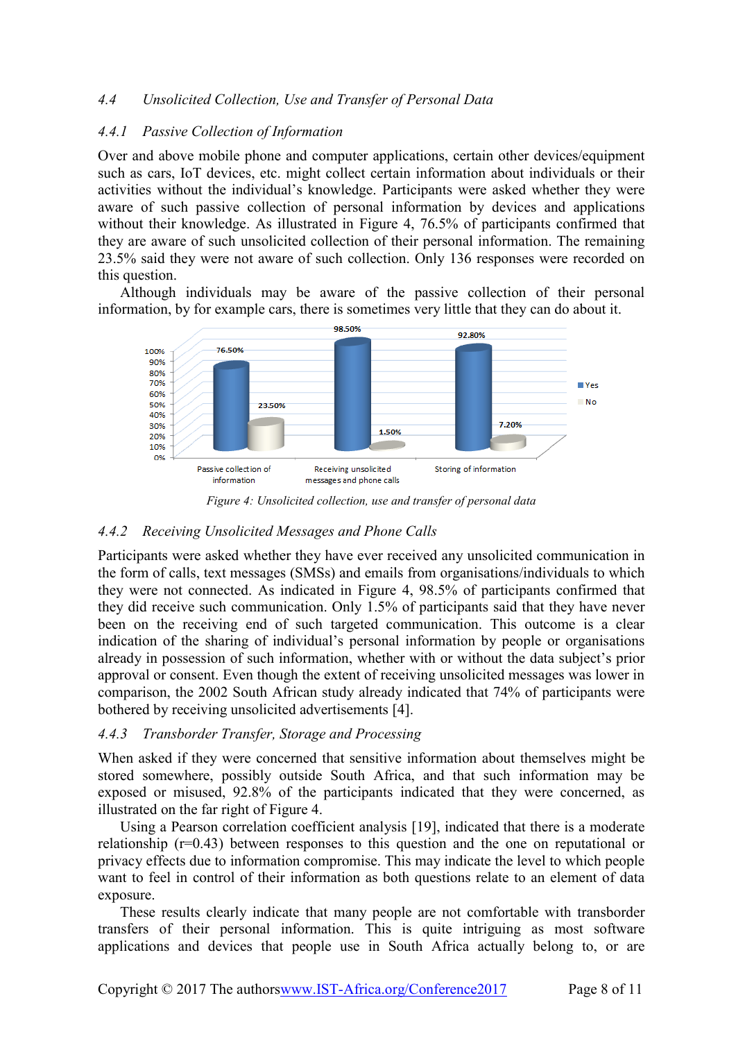### 4.4 *Unsolicited Collection, Use and Transfer of Personal Data*

#### 4.4.1 *Passive Collection of Information*

Over and above mobile phone and computer applications, certain other devices/equipment such as cars, IoT devices, etc. might collect certain information about individuals or their activities without the individual's knowledge. Participants were asked whether they were aware of such passive collection of personal information by devices and applications without their knowledge. As illustrated in Figure 4, 76.5% of participants confirmed that they are aware of such unsolicited collection of their personal information. The remaining 23.5% said they were not aware of such collection. Only 136 responses were recorded on this question.

Although individuals may be aware of the passive collection of their personal information, by for example cars, there is sometimes very little that they can do about it.

| | Yes | No |
|---|---|---|
| Passive collection of information | 76.50% | 23.50% |
| Receiving unsolicited messages and phone calls | 98.50% | 1.50% |
| Storing of information | 92.80% | 7.20% |

*Figure 4: Unsolicited collection, use and transfer of personal data*

#### 4.4.2 *Receiving Unsolicited Messages and Phone Calls*

Participants were asked whether they have ever received any unsolicited communication in the form of calls, text messages (SMSs) and emails from organisations/individuals to which they were not connected. As indicated in Figure 4, 98.5% of participants confirmed that they did receive such communication. Only 1.5% of participants said that they have never been on the receiving end of such targeted communication. This outcome is a clear indication of the sharing of individual's personal information by people or organisations already in possession of such information, whether with or without the data subject's prior approval or consent. Even though the extent of receiving unsolicited messages was lower in comparison, the 2002 South African study already indicated that 74% of participants were bothered by receiving unsolicited advertisements [4].

#### 4.4.3 *Transborder Transfer, Storage and Processing*

When asked if they were concerned that sensitive information about themselves might be stored somewhere, possibly outside South Africa, and that such information may be exposed or misused, 92.8% of the participants indicated that they were concerned, as illustrated on the far right of Figure 4.

Using a Pearson correlation coefficient analysis [19], indicated that there is a moderate relationship ($r=0.43$) between responses to this question and the one on reputational or privacy effects due to information compromise. This may indicate the level to which people want to feel in control of their information as both questions relate to an element of data exposure.

These results clearly indicate that many people are not comfortable with transborder transfers of their personal information. This is quite intriguing as most software applications and devices that people use in South Africa actually belong to, or are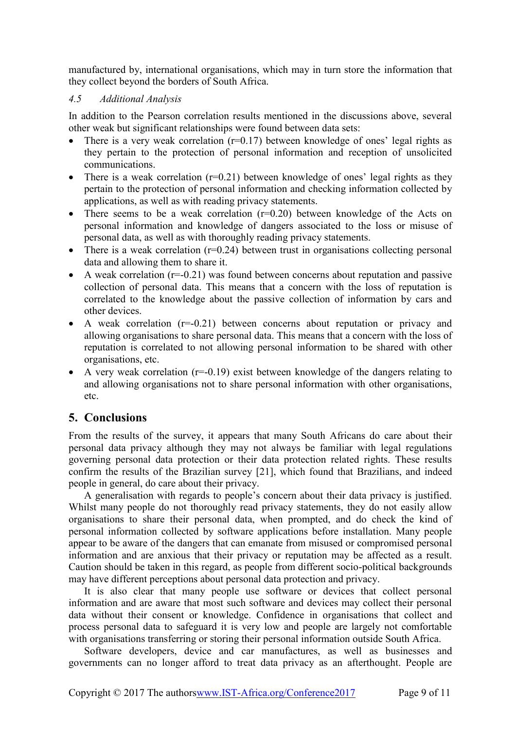manufactured by, international organisations, which may in turn store the information that they collect beyond the borders of South Africa.

### *4.5 Additional Analysis*

In addition to the Pearson correlation results mentioned in the discussions above, several other weak but significant relationships were found between data sets:

- There is a very weak correlation ($r=0.17$) between knowledge of ones' legal rights as they pertain to the protection of personal information and reception of unsolicited communications.
- There is a weak correlation ($r=0.21$) between knowledge of ones' legal rights as they pertain to the protection of personal information and checking information collected by applications, as well as with reading privacy statements.
- There seems to be a weak correlation ($r=0.20$) between knowledge of the Acts on personal information and knowledge of dangers associated to the loss or misuse of personal data, as well as with thoroughly reading privacy statements.
- There is a weak correlation ($r=0.24$) between trust in organisations collecting personal data and allowing them to share it.
- A weak correlation ($r=-0.21$) was found between concerns about reputation and passive collection of personal data. This means that a concern with the loss of reputation is correlated to the knowledge about the passive collection of information by cars and other devices.
- A weak correlation ($r=-0.21$) between concerns about reputation or privacy and allowing organisations to share personal data. This means that a concern with the loss of reputation is correlated to not allowing personal information to be shared with other organisations, etc.
- A very weak correlation ($r=-0.19$) exist between knowledge of the dangers relating to and allowing organisations not to share personal information with other organisations, etc.

## 5. Conclusions

From the results of the survey, it appears that many South Africans do care about their personal data privacy although they may not always be familiar with legal regulations governing personal data protection or their data protection related rights. These results confirm the results of the Brazilian survey [21], which found that Brazilians, and indeed people in general, do care about their privacy.

A generalisation with regards to people's concern about their data privacy is justified. Whilst many people do not thoroughly read privacy statements, they do not easily allow organisations to share their personal data, when prompted, and do check the kind of personal information collected by software applications before installation. Many people appear to be aware of the dangers that can emanate from misused or compromised personal information and are anxious that their privacy or reputation may be affected as a result. Caution should be taken in this regard, as people from different socio-political backgrounds may have different perceptions about personal data protection and privacy.

It is also clear that many people use software or devices that collect personal information and are aware that most such software and devices may collect their personal data without their consent or knowledge. Confidence in organisations that collect and process personal data to safeguard it is very low and people are largely not comfortable with organisations transferring or storing their personal information outside South Africa.

Software developers, device and car manufactures, as well as businesses and governments can no longer afford to treat data privacy as an afterthought. People are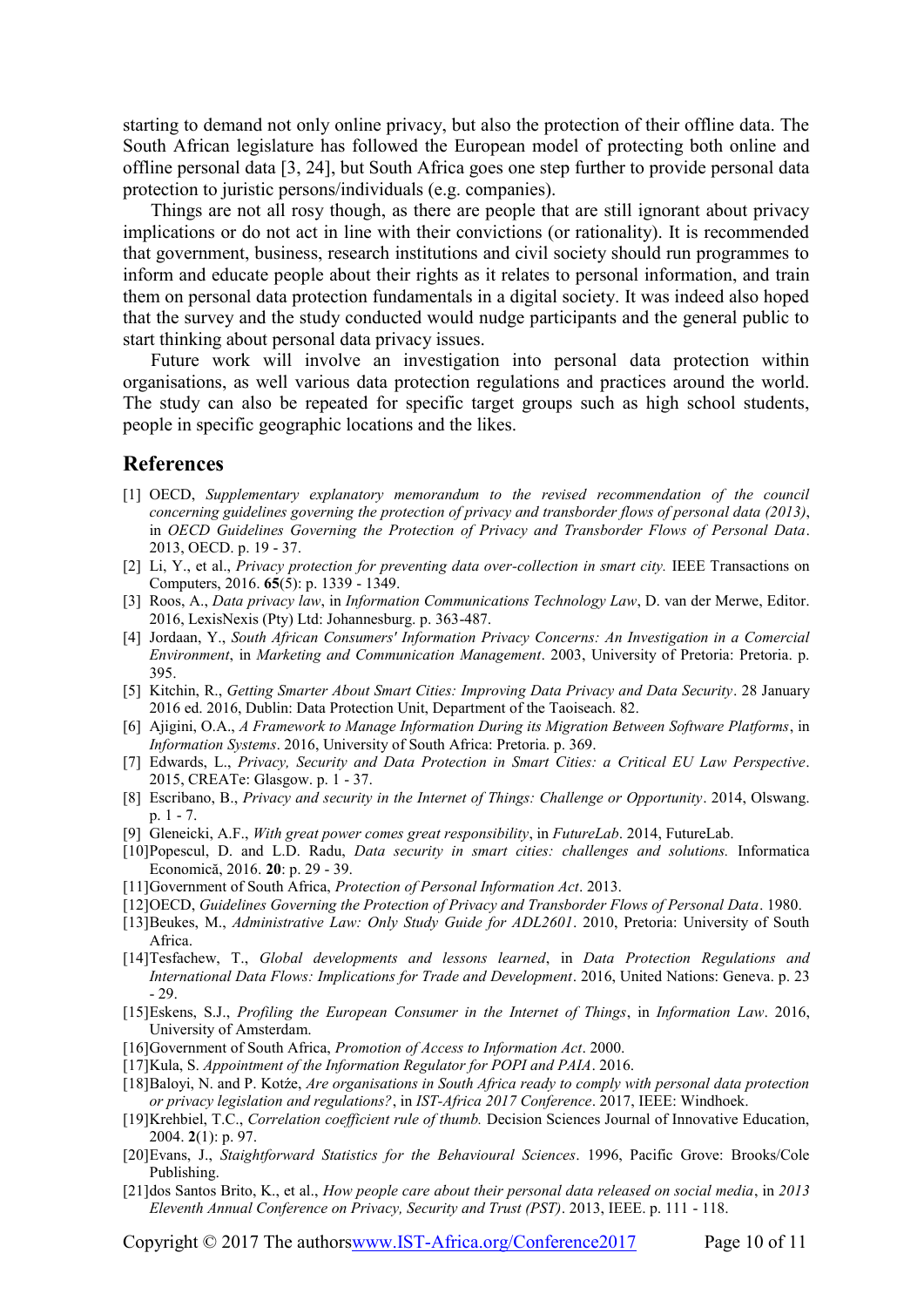starting to demand not only online privacy, but also the protection of their offline data. The South African legislature has followed the European model of protecting both online and offline personal data [3, 24], but South Africa goes one step further to provide personal data protection to juristic persons/individuals (e.g. companies).

Things are not all rosy though, as there are people that are still ignorant about privacy implications or do not act in line with their convictions (or rationality). It is recommended that government, business, research institutions and civil society should run programmes to inform and educate people about their rights as it relates to personal information, and train them on personal data protection fundamentals in a digital society. It was indeed also hoped that the survey and the study conducted would nudge participants and the general public to start thinking about personal data privacy issues.

Future work will involve an investigation into personal data protection within organisations, as well various data protection regulations and practices around the world. The study can also be repeated for specific target groups such as high school students, people in specific geographic locations and the likes.

## References

[1] OECD, *Supplementary explanatory memorandum to the revised recommendation of the council concerning guidelines governing the protection of privacy and transborder flows of personal data (2013)*, in *OECD Guidelines Governing the Protection of Privacy and Transborder Flows of Personal Data*. 2013, OECD. p. 19 - 37.

[2] Li, Y., et al., *Privacy protection for preventing data over-collection in smart city.* IEEE Transactions on Computers, 2016. **65**(5): p. 1339 - 1349.

[3] Roos, A., *Data privacy law*, in *Information Communications Technology Law*, D. van der Merwe, Editor. 2016, LexisNexis (Pty) Ltd: Johannesburg. p. 363-487.

[4] Jordaan, Y., *South African Consumers' Information Privacy Concerns: An Investigation in a Comercial Environment*, in *Marketing and Communication Management*. 2003, University of Pretoria: Pretoria. p. 395.

[5] Kitchin, R., *Getting Smarter About Smart Cities: Improving Data Privacy and Data Security*. 28 January 2016 ed. 2016, Dublin: Data Protection Unit, Department of the Taoiseach. 82.

[6] Ajigini, O.A., *A Framework to Manage Information During its Migration Between Software Platforms*, in *Information Systems*. 2016, University of South Africa: Pretoria. p. 369.

[7] Edwards, L., *Privacy, Security and Data Protection in Smart Cities: a Critical EU Law Perspective*. 2015, CREATe: Glasgow. p. 1 - 37.

[8] Escribano, B., *Privacy and security in the Internet of Things: Challenge or Opportunity*. 2014, Olswang. p. 1 - 7.

[9] Gleneicki, A.F., *With great power comes great responsibility*, in *FutureLab*. 2014, FutureLab.

[10] Popescul, D. and L.D. Radu, *Data security in smart cities: challenges and solutions.* Informatica Economică, 2016. **20**: p. 29 - 39.

[11] Government of South Africa, *Protection of Personal Information Act*. 2013.

[12] OECD, *Guidelines Governing the Protection of Privacy and Transborder Flows of Personal Data*. 1980.

[13] Beukes, M., *Administrative Law: Only Study Guide for ADL2601*. 2010, Pretoria: University of South Africa.

[14] Tesfachew, T., *Global developments and lessons learned*, in *Data Protection Regulations and International Data Flows: Implications for Trade and Development*. 2016, United Nations: Geneva. p. 23 - 29.

[15] Eskens, S.J., *Profiling the European Consumer in the Internet of Things*, in *Information Law*. 2016, University of Amsterdam.

[16] Government of South Africa, *Promotion of Access to Information Act*. 2000.

[17] Kula, S. *Appointment of the Information Regulator for POPI and PAIA*. 2016.

[18] Baloyi, N. and P. Kotźe, *Are organisations in South Africa ready to comply with personal data protection or privacy legislation and regulations?*, in *IST-Africa 2017 Conference*. 2017, IEEE: Windhoek.

[19] Krehbiel, T.C., *Correlation coefficient rule of thumb.* Decision Sciences Journal of Innovative Education, 2004. **2**(1): p. 97.

[20] Evans, J., *Staightforward Statistics for the Behavioural Sciences*. 1996, Pacific Grove: Brooks/Cole Publishing.

[21] dos Santos Brito, K., et al., *How people care about their personal data released on social media*, in *2013 Eleventh Annual Conference on Privacy, Security and Trust (PST)*. 2013, IEEE. p. 111 - 118.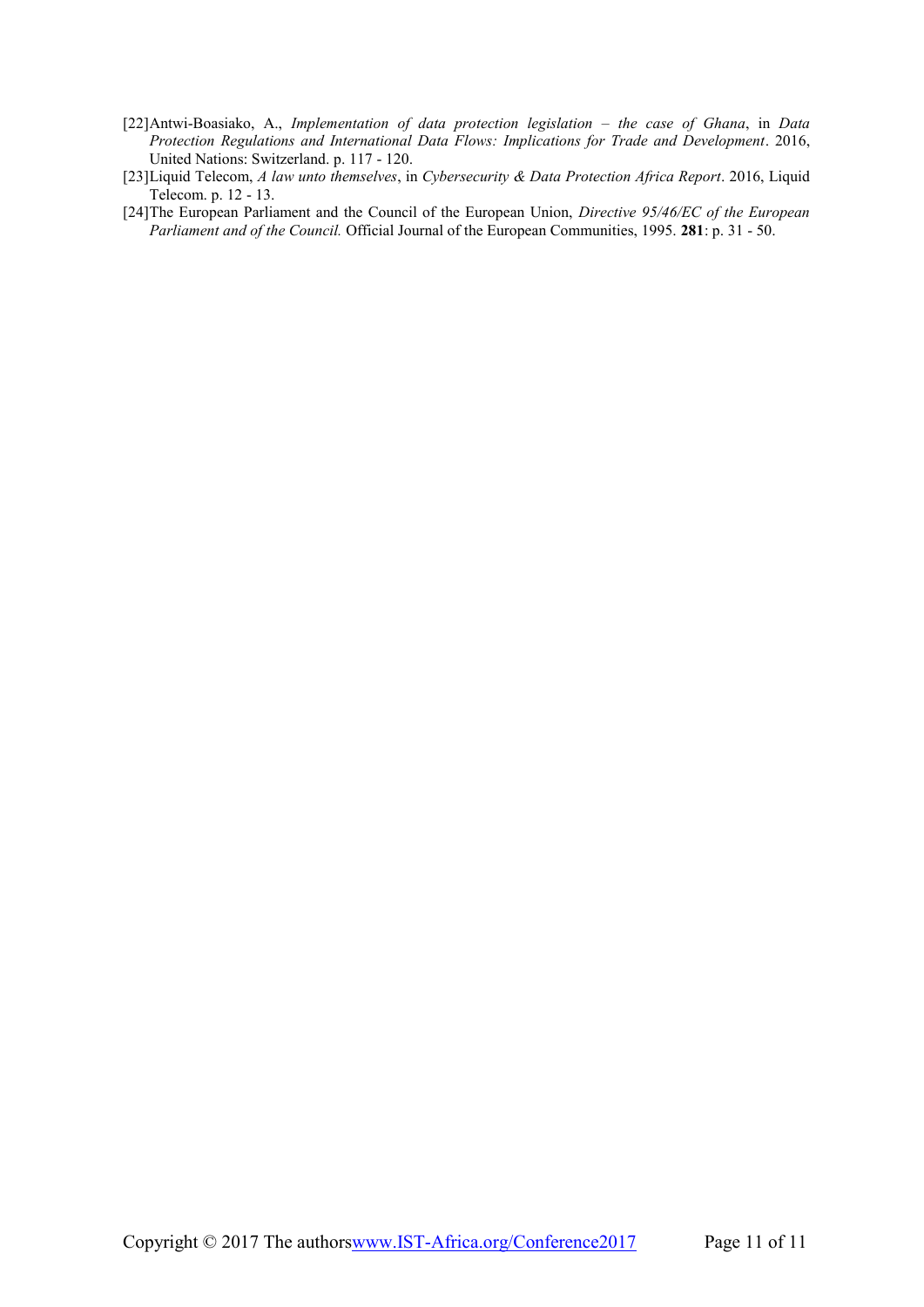[22]Antwi-Boasiako, A., *Implementation of data protection legislation – the case of Ghana*, in *Data Protection Regulations and International Data Flows: Implications for Trade and Development*. 2016, United Nations: Switzerland. p. 117 - 120.

[23]Liquid Telecom, *A law unto themselves*, in *Cybersecurity & Data Protection Africa Report*. 2016, Liquid Telecom. p. 12 - 13.

[24]The European Parliament and the Council of the European Union, *Directive 95/46/EC of the European Parliament and of the Council.* Official Journal of the European Communities, 1995. **281**: p. 31 - 50.